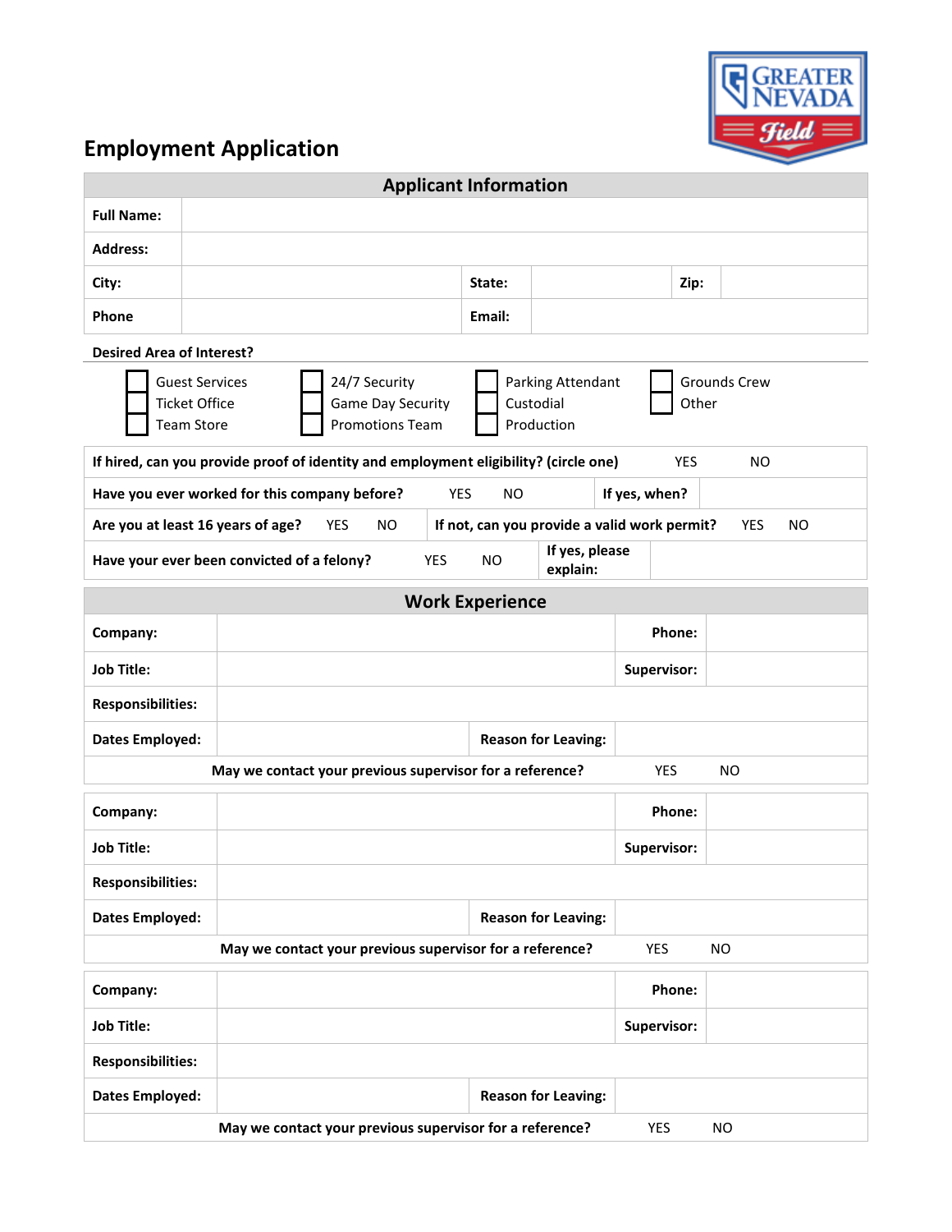# Employment Application

## Applicant Information

| | | | | | |
|---|---|---|---|---|---|
| **Full Name:** | | | | | |
| **Address:** | | | | | |
| **City:** | | **State:** | | **Zip:** | |
| **Phone** | | **Email:** | | | |

**Desired Area of Interest?**

- ☐ Guest Services
- ☐ Ticket Office
- ☐ Team Store
- ☐ 24/7 Security
- ☐ Game Day Security
- ☐ Promotions Team
- ☐ Parking Attendant
- ☐ Custodial
- ☐ Production
- ☐ Grounds Crew
- ☐ Other

| | | | | | |
|---|---|---|---|---|---|
| **If hired, can you provide proof of identity and employment eligibility? (circle one)** | YES | NO | | | |
| **Have you ever worked for this company before?** | YES | NO | **If yes, when?** | | |
| **Are you at least 16 years of age?** | YES | NO | **If not, can you provide a valid work permit?** | YES | NO |
| **Have your ever been convicted of a felony?** | YES | NO | **If yes, please explain:** | | |

## Work Experience

| | | | |
|---|---|---|---|
| **Company:** | | **Phone:** | |
| **Job Title:** | | **Supervisor:** | |
| **Responsibilities:** | | | |
| **Dates Employed:** | | **Reason for Leaving:** | |
| **May we contact your previous supervisor for a reference?** | | YES | NO |

| | | | |
|---|---|---|---|
| **Company:** | | **Phone:** | |
| **Job Title:** | | **Supervisor:** | |
| **Responsibilities:** | | | |
| **Dates Employed:** | | **Reason for Leaving:** | |
| **May we contact your previous supervisor for a reference?** | | YES | NO |

| | | | |
|---|---|---|---|
| **Company:** | | **Phone:** | |
| **Job Title:** | | **Supervisor:** | |
| **Responsibilities:** | | | |
| **Dates Employed:** | | **Reason for Leaving:** | |
| **May we contact your previous supervisor for a reference?** | | YES | NO |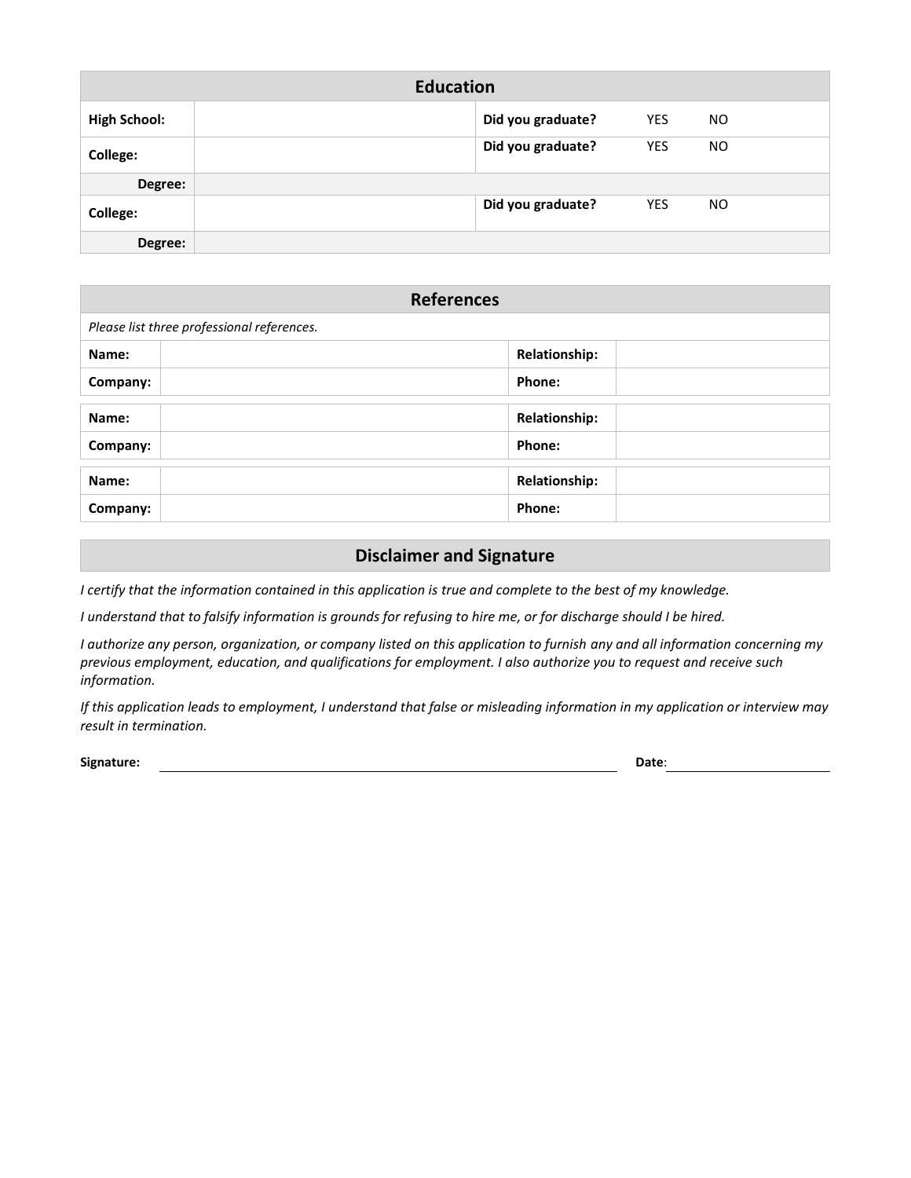## Education

| | | | | |
|---|---|---|---|---|
| **High School:** | | **Did you graduate?** | YES | NO |
| **College:** | | **Did you graduate?** | YES | NO |
| **Degree:** | | | | |
| **College:** | | **Did you graduate?** | YES | NO |
| **Degree:** | | | | |

## References

*Please list three professional references.*

| | | | |
|---|---|---|---|
| **Name:** | | **Relationship:** | |
| **Company:** | | **Phone:** | |
| **Name:** | | **Relationship:** | |
| **Company:** | | **Phone:** | |
| **Name:** | | **Relationship:** | |
| **Company:** | | **Phone:** | |

## Disclaimer and Signature

*I certify that the information contained in this application is true and complete to the best of my knowledge.*

*I understand that to falsify information is grounds for refusing to hire me, or for discharge should I be hired.*

*I authorize any person, organization, or company listed on this application to furnish any and all information concerning my previous employment, education, and qualifications for employment. I also authorize you to request and receive such information.*

*If this application leads to employment, I understand that false or misleading information in my application or interview may result in termination.*

**Signature:** ______________________________ **Date**: ______________